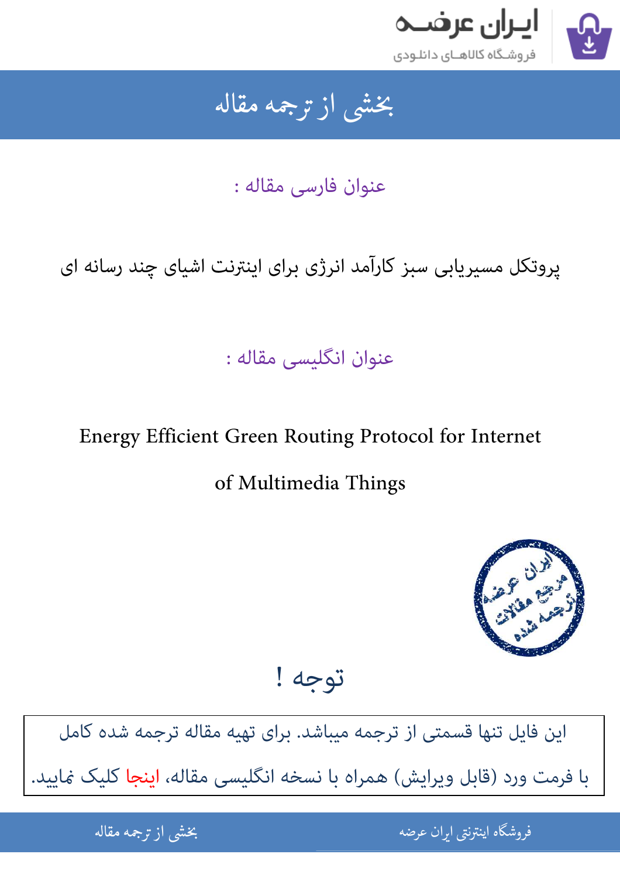# بخشی از ترجمه مقاله

عنوان فارسی مقاله :

پروتکل مسیریابی سبز کارآمد انرژی برای اینترنت اشیای چند رسانه ای

عنوان انگلیسی مقاله :

Energy Efficient Green Routing Protocol for Internet of Multimedia Things

توجه !

این فایل تنها قسمتی از ترجمه میباشد. برای تهیه مقاله ترجمه شده کامل با فرمت ورد (قابل ویرایش) همراه با نسخه انگلیسی مقاله، اینجا کلیک نمایید.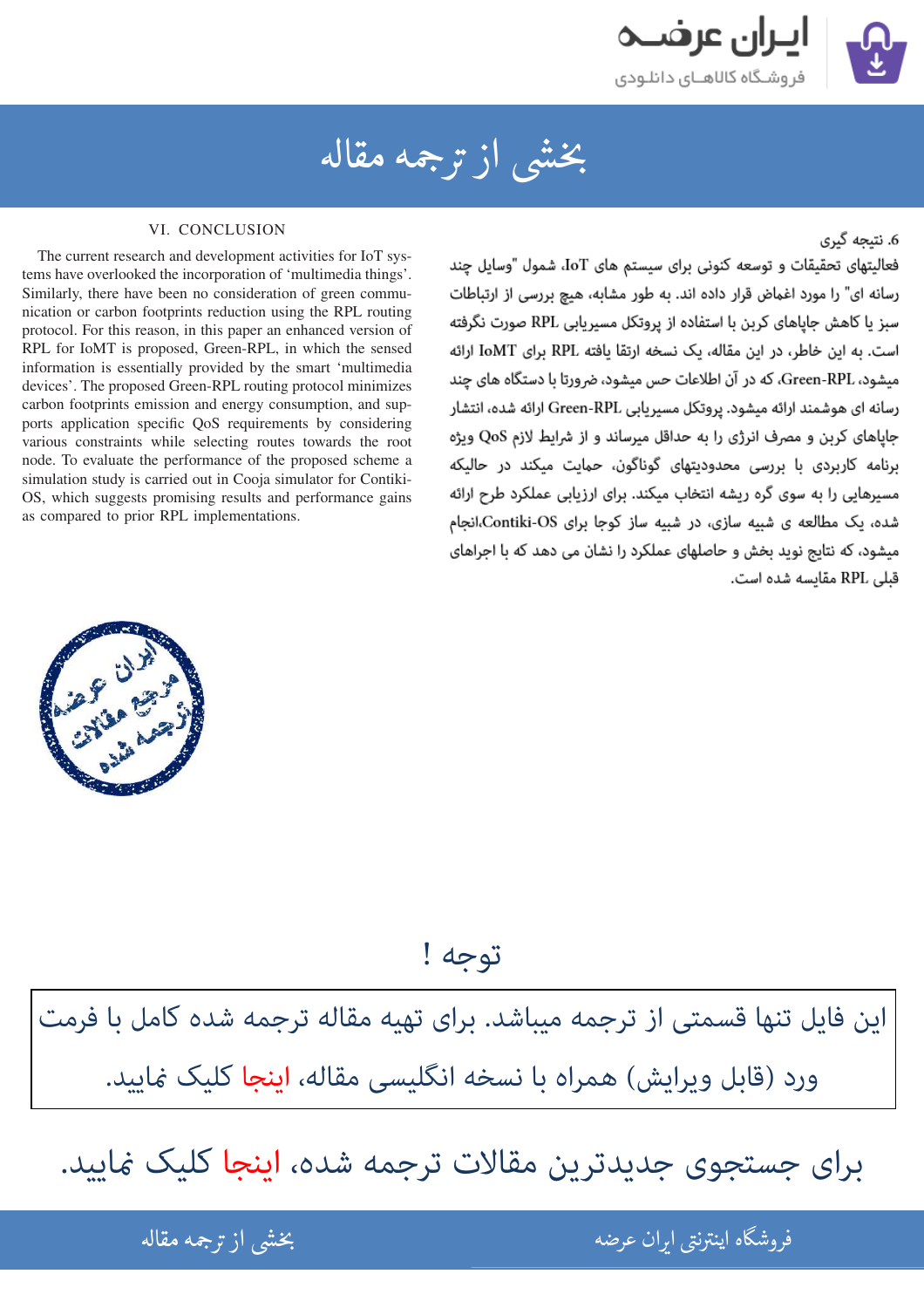# بخشی از ترجمه مقاله

## VI. CONCLUSION

The current research and development activities for IoT systems have overlooked the incorporation of 'multimedia things'. Similarly, there have been no consideration of green communication or carbon footprints reduction using the RPL routing protocol. For this reason, in this paper an enhanced version of RPL for IoMT is proposed, Green-RPL, in which the sensed information is essentially provided by the smart 'multimedia devices'. The proposed Green-RPL routing protocol minimizes carbon footprints emission and energy consumption, and supports application specific QoS requirements by considering various constraints while selecting routes towards the root node. To evaluate the performance of the proposed scheme a simulation study is carried out in Cooja simulator for Contiki-OS, which suggests promising results and performance gains as compared to prior RPL implementations.

## 6. نتیجه گیری

فعالیتهای تحقیقات و توسعه کنونی برای سیستم های IoT، شمول "وسایل چند رسانه ای" را مورد اغماض قرار داده اند. به طور مشابه، هیچ بررسی از ارتباطات سبز یا کاهش جاپاهای کربن با استفاده از پروتکل مسیریابی RPL صورت نگرفته است. به این خاطر، در این مقاله، یک نسخه ارتقا یافته RPL برای IoMT ارائه میشود، Green-RPL، که در آن اطلاعات حس میشود، ضرورتا با دستگاه های چند رسانه ای هوشمند ارائه میشود. پروتکل مسیریابی Green-RPL ارائه شده، انتشار جاپاهای کربن و مصرف انرژی را به حداقل میرساند و از شرایط لازم QoS ویژه برنامه کاربردی با بررسی محدودیتهای گوناگون، حمایت میکند در حالیکه مسیرهایی را به سوی گره ریشه انتخاب میکند. برای ارزیابی عملکرد طرح ارائه شده، یک مطالعه ی شبیه سازی، در شبیه ساز کوجا برای Contiki-OS انجام میشود، که نتایج نوید بخش و حاصلهای عملکرد را نشان می دهد که با اجراهای قبلی RPL مقایسه شده است.

ایران عرضه
مرجع مقالات ترجمه شده

توجه !

این فایل تنها قسمتی از ترجمه میباشد. برای تهیه مقاله ترجمه شده کامل با فرمت ورد (قابل ویرایش) همراه با نسخه انگلیسی مقاله، اینجا کلیک نمایید.

برای جستجوی جدیدترین مقالات ترجمه شده، اینجا کلیک نمایید.